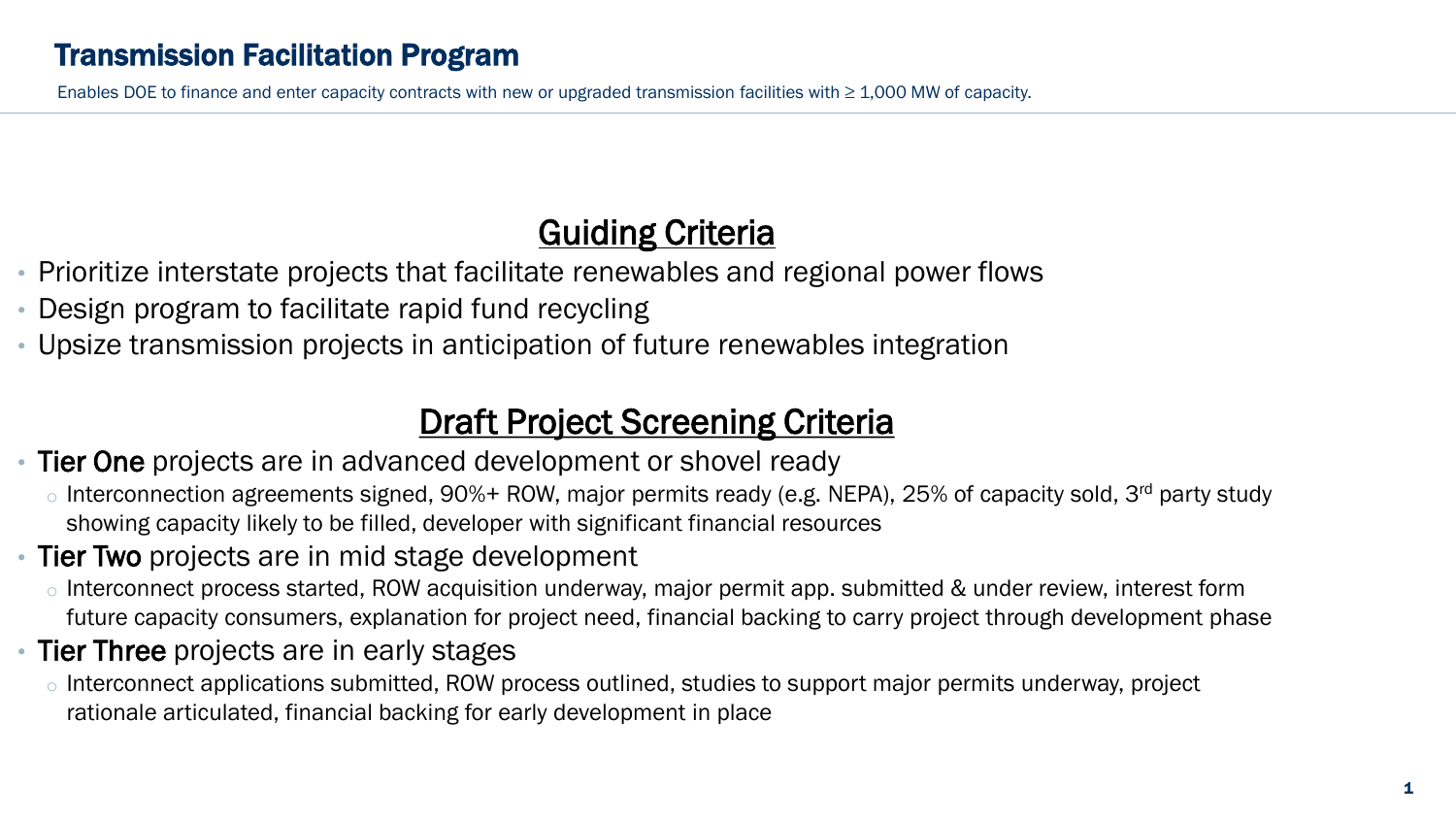# Transmission Facilitation Program

Enables DOE to finance and enter capacity contracts with new or upgraded transmission facilities with ≥ 1,000 MW of capacity.

## Guiding Criteria

- Prioritize interstate projects that facilitate renewables and regional power flows
- Design program to facilitate rapid fund recycling
- Upsize transmission projects in anticipation of future renewables integration

## Draft Project Screening Criteria

- **Tier One** projects are in advanced development or shovel ready
  - Interconnection agreements signed, 90%+ ROW, major permits ready (e.g. NEPA), 25% of capacity sold, 3rd party study showing capacity likely to be filled, developer with significant financial resources
- **Tier Two** projects are in mid stage development
  - Interconnect process started, ROW acquisition underway, major permit app. submitted & under review, interest form future capacity consumers, explanation for project need, financial backing to carry project through development phase
- **Tier Three** projects are in early stages
  - Interconnect applications submitted, ROW process outlined, studies to support major permits underway, project rationale articulated, financial backing for early development in place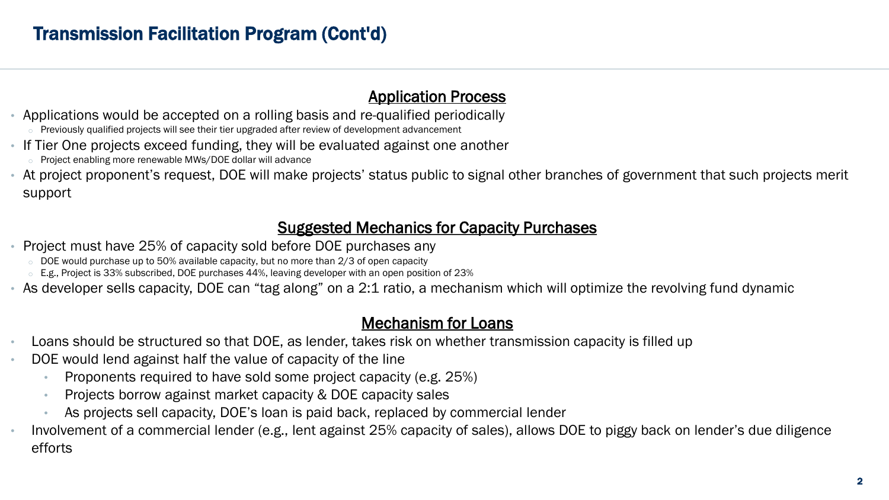# Transmission Facilitation Program (Cont'd)

## Application Process

- Applications would be accepted on a rolling basis and re-qualified periodically
  - Previously qualified projects will see their tier upgraded after review of development advancement
- If Tier One projects exceed funding, they will be evaluated against one another
  - Project enabling more renewable MWs/DOE dollar will advance
- At project proponent's request, DOE will make projects' status public to signal other branches of government that such projects merit support

## Suggested Mechanics for Capacity Purchases

- Project must have 25% of capacity sold before DOE purchases any
  - DOE would purchase up to 50% available capacity, but no more than 2/3 of open capacity
  - E.g., Project is 33% subscribed, DOE purchases 44%, leaving developer with an open position of 23%
- As developer sells capacity, DOE can "tag along" on a 2:1 ratio, a mechanism which will optimize the revolving fund dynamic

## Mechanism for Loans

- Loans should be structured so that DOE, as lender, takes risk on whether transmission capacity is filled up
- DOE would lend against half the value of capacity of the line
  - Proponents required to have sold some project capacity (e.g. 25%)
  - Projects borrow against market capacity & DOE capacity sales
  - As projects sell capacity, DOE's loan is paid back, replaced by commercial lender
- Involvement of a commercial lender (e.g., lent against 25% capacity of sales), allows DOE to piggy back on lender's due diligence efforts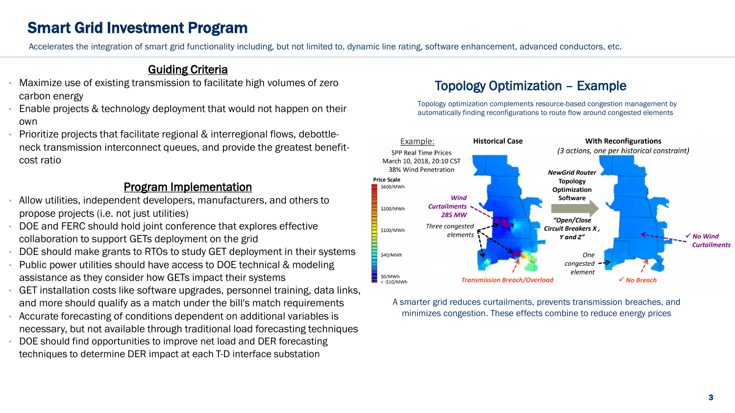# Smart Grid Investment Program

Accelerates the integration of smart grid functionality including, but not limited to, dynamic line rating, software enhancement, advanced conductors, etc.

## Guiding Criteria

- Maximize use of existing transmission to facilitate high volumes of zero carbon energy
- Enable projects & technology deployment that would not happen on their own
- Prioritize projects that facilitate regional & interregional flows, debottle-neck transmission interconnect queues, and provide the greatest benefit-cost ratio

## Program Implementation

- Allow utilities, independent developers, manufacturers, and others to propose projects (i.e. not just utilities)
- DOE and FERC should hold joint conference that explores effective collaboration to support GETs deployment on the grid
- DOE should make grants to RTOs to study GET deployment in their systems
- Public power utilities should have access to DOE technical & modeling assistance as they consider how GETs impact their systems
- GET installation costs like software upgrades, personnel training, data links, and more should qualify as a match under the bill's match requirements
- Accurate forecasting of conditions dependent on additional variables is necessary, but not available through traditional load forecasting techniques
- DOE should find opportunities to improve net load and DER forecasting techniques to determine DER impact at each T-D interface substation

## Topology Optimization – Example

Topology optimization complements resource-based congestion management by automatically finding reconfigurations to route flow around congested elements

A smarter grid reduces curtailments, prevents transmission breaches, and minimizes congestion. These effects combine to reduce energy prices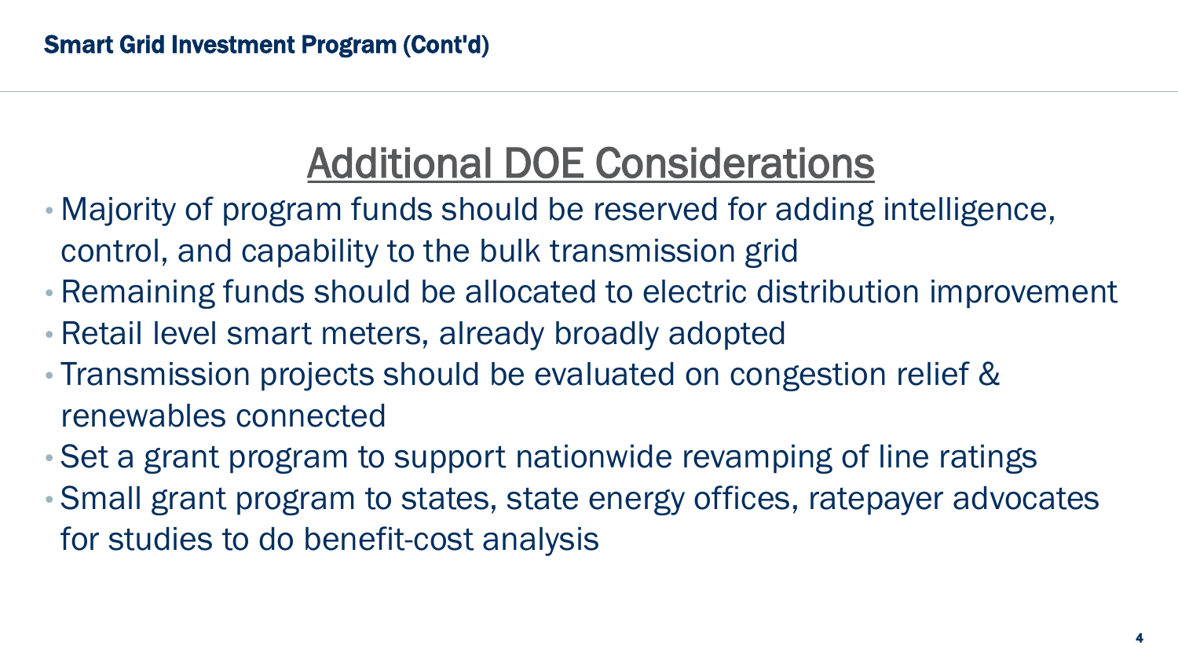# Smart Grid Investment Program (Cont'd)

## Additional DOE Considerations

- Majority of program funds should be reserved for adding intelligence, control, and capability to the bulk transmission grid
- Remaining funds should be allocated to electric distribution improvement
- Retail level smart meters, already broadly adopted
- Transmission projects should be evaluated on congestion relief & renewables connected
- Set a grant program to support nationwide revamping of line ratings
- Small grant program to states, state energy offices, ratepayer advocates for studies to do benefit-cost analysis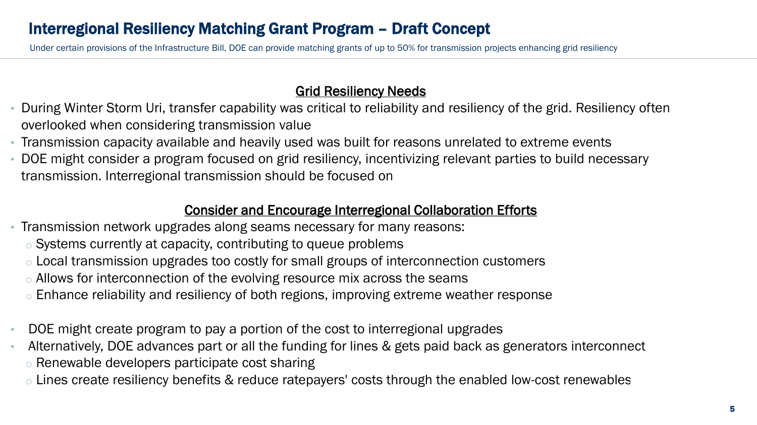# Interregional Resiliency Matching Grant Program – Draft Concept

Under certain provisions of the Infrastructure Bill, DOE can provide matching grants of up to 50% for transmission projects enhancing grid resiliency

## Grid Resiliency Needs

- During Winter Storm Uri, transfer capability was critical to reliability and resiliency of the grid. Resiliency often overlooked when considering transmission value
- Transmission capacity available and heavily used was built for reasons unrelated to extreme events
- DOE might consider a program focused on grid resiliency, incentivizing relevant parties to build necessary transmission. Interregional transmission should be focused on

## Consider and Encourage Interregional Collaboration Efforts

- Transmission network upgrades along seams necessary for many reasons:
  - Systems currently at capacity, contributing to queue problems
  - Local transmission upgrades too costly for small groups of interconnection customers
  - Allows for interconnection of the evolving resource mix across the seams
  - Enhance reliability and resiliency of both regions, improving extreme weather response

- DOE might create program to pay a portion of the cost to interregional upgrades
- Alternatively, DOE advances part or all the funding for lines & gets paid back as generators interconnect
  - Renewable developers participate cost sharing
  - Lines create resiliency benefits & reduce ratepayers' costs through the enabled low-cost renewables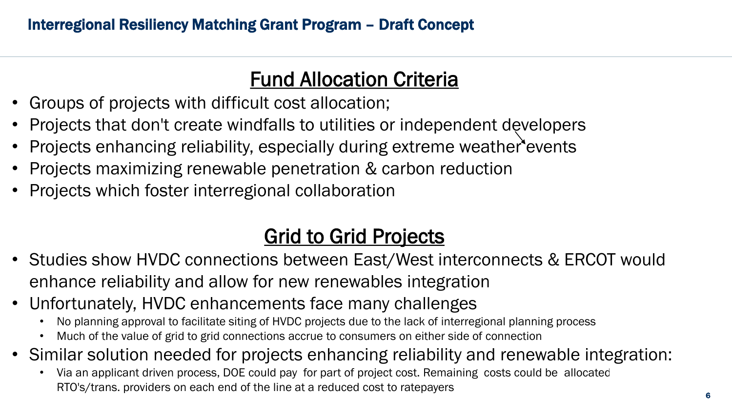# Interregional Resiliency Matching Grant Program – Draft Concept

## Fund Allocation Criteria

- Groups of projects with difficult cost allocation;
- Projects that don't create windfalls to utilities or independent developers
- Projects enhancing reliability, especially during extreme weather events
- Projects maximizing renewable penetration & carbon reduction
- Projects which foster interregional collaboration

## Grid to Grid Projects

- Studies show HVDC connections between East/West interconnects & ERCOT would enhance reliability and allow for new renewables integration
- Unfortunately, HVDC enhancements face many challenges
  - No planning approval to facilitate siting of HVDC projects due to the lack of interregional planning process
  - Much of the value of grid to grid connections accrue to consumers on either side of connection
- Similar solution needed for projects enhancing reliability and renewable integration:
  - Via an applicant driven process, DOE could pay for part of project cost. Remaining costs could be allocated RTO's/trans. providers on each end of the line at a reduced cost to ratepayers